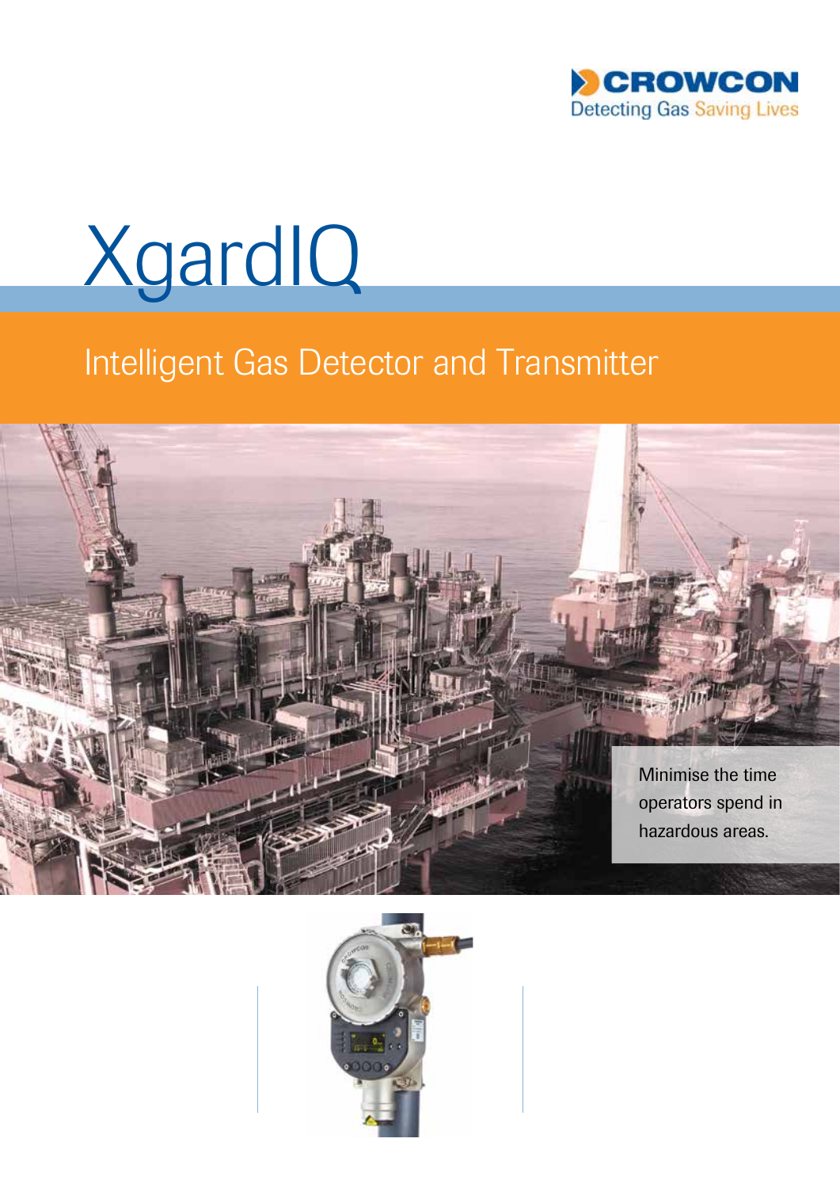CROWCON

Detecting Gas Saving Lives

# XgardIQ

## Intelligent Gas Detector and Transmitter

Minimise the time operators spend in hazardous areas.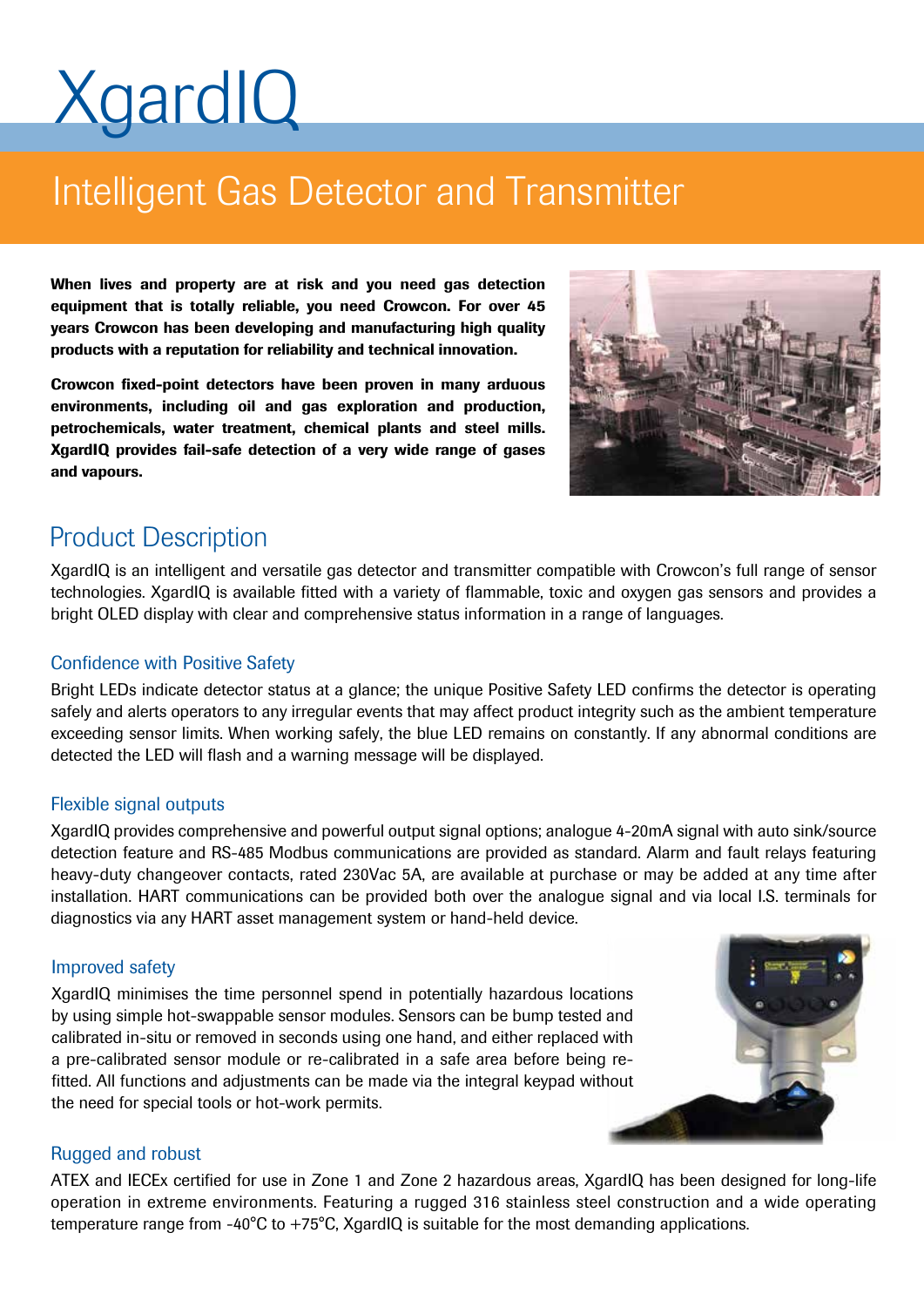# XgardIQ

## Intelligent Gas Detector and Transmitter

**When lives and property are at risk and you need gas detection equipment that is totally reliable, you need Crowcon. For over 45 years Crowcon has been developing and manufacturing high quality products with a reputation for reliability and technical innovation.**

**Crowcon fixed-point detectors have been proven in many arduous environments, including oil and gas exploration and production, petrochemicals, water treatment, chemical plants and steel mills. XgardIQ provides fail-safe detection of a very wide range of gases and vapours.**

## Product Description

XgardIQ is an intelligent and versatile gas detector and transmitter compatible with Crowcon's full range of sensor technologies. XgardIQ is available fitted with a variety of flammable, toxic and oxygen gas sensors and provides a bright OLED display with clear and comprehensive status information in a range of languages.

### Confidence with Positive Safety

Bright LEDs indicate detector status at a glance; the unique Positive Safety LED confirms the detector is operating safely and alerts operators to any irregular events that may affect product integrity such as the ambient temperature exceeding sensor limits. When working safely, the blue LED remains on constantly. If any abnormal conditions are detected the LED will flash and a warning message will be displayed.

### Flexible signal outputs

XgardIQ provides comprehensive and powerful output signal options; analogue 4-20mA signal with auto sink/source detection feature and RS-485 Modbus communications are provided as standard. Alarm and fault relays featuring heavy-duty changeover contacts, rated 230Vac 5A, are available at purchase or may be added at any time after installation. HART communications can be provided both over the analogue signal and via local I.S. terminals for diagnostics via any HART asset management system or hand-held device.

### Improved safety

XgardIQ minimises the time personnel spend in potentially hazardous locations by using simple hot-swappable sensor modules. Sensors can be bump tested and calibrated in-situ or removed in seconds using one hand, and either replaced with a pre-calibrated sensor module or re-calibrated in a safe area before being re-fitted. All functions and adjustments can be made via the integral keypad without the need for special tools or hot-work permits.

### Rugged and robust

ATEX and IECEx certified for use in Zone 1 and Zone 2 hazardous areas, XgardIQ has been designed for long-life operation in extreme environments. Featuring a rugged 316 stainless steel construction and a wide operating temperature range from -40°C to +75°C, XgardIQ is suitable for the most demanding applications.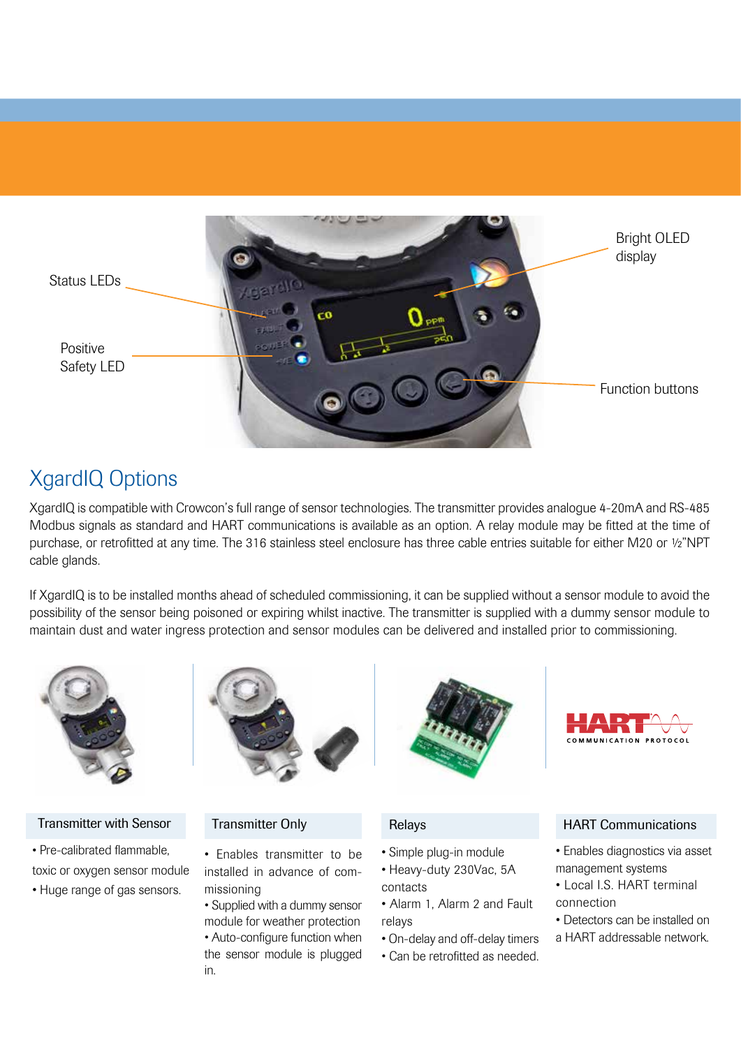Status LEDs

Positive Safety LED

Bright OLED display

Function buttons

## XgardIQ Options

XgardIQ is compatible with Crowcon's full range of sensor technologies. The transmitter provides analogue 4-20mA and RS-485 Modbus signals as standard and HART communications is available as an option. A relay module may be fitted at the time of purchase, or retrofitted at any time. The 316 stainless steel enclosure has three cable entries suitable for either M20 or ½"NPT cable glands.

If XgardIQ is to be installed months ahead of scheduled commissioning, it can be supplied without a sensor module to avoid the possibility of the sensor being poisoned or expiring whilst inactive. The transmitter is supplied with a dummy sensor module to maintain dust and water ingress protection and sensor modules can be delivered and installed prior to commissioning.

### Transmitter with Sensor

- Pre-calibrated flammable, toxic or oxygen sensor module
- Huge range of gas sensors.

### Transmitter Only

- Enables transmitter to be installed in advance of commissioning
- Supplied with a dummy sensor module for weather protection
- Auto-configure function when the sensor module is plugged in.

### Relays

- Simple plug-in module
- Heavy-duty 230Vac, 5A contacts
- Alarm 1, Alarm 2 and Fault relays
- On-delay and off-delay timers
- Can be retrofitted as needed.

### HART Communications

- Enables diagnostics via asset management systems
- Local I.S. HART terminal connection
- Detectors can be installed on a HART addressable network.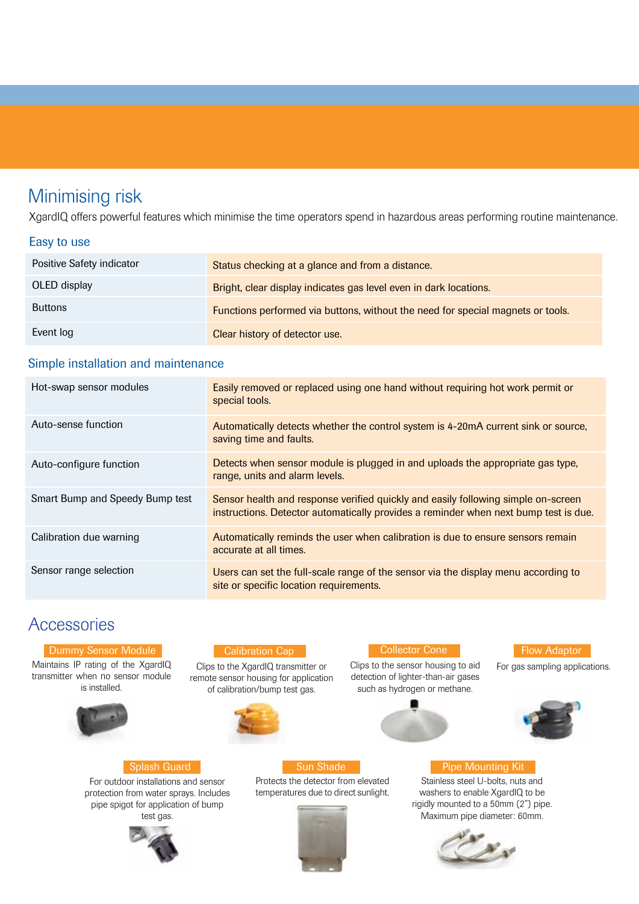# Minimising risk

XgardIQ offers powerful features which minimise the time operators spend in hazardous areas performing routine maintenance.

## Easy to use

| | |
|---|---|
| Positive Safety indicator | Status checking at a glance and from a distance. |
| OLED display | Bright, clear display indicates gas level even in dark locations. |
| Buttons | Functions performed via buttons, without the need for special magnets or tools. |
| Event log | Clear history of detector use. |

## Simple installation and maintenance

| | |
|---|---|
| Hot-swap sensor modules | Easily removed or replaced using one hand without requiring hot work permit or special tools. |
| Auto-sense function | Automatically detects whether the control system is 4-20mA current sink or source, saving time and faults. |
| Auto-configure function | Detects when sensor module is plugged in and uploads the appropriate gas type, range, units and alarm levels. |
| Smart Bump and Speedy Bump test | Sensor health and response verified quickly and easily following simple on-screen instructions. Detector automatically provides a reminder when next bump test is due. |
| Calibration due warning | Automatically reminds the user when calibration is due to ensure sensors remain accurate at all times. |
| Sensor range selection | Users can set the full-scale range of the sensor via the display menu according to site or specific location requirements. |

# Accessories

### Dummy Sensor Module

Maintains IP rating of the XgardIQ transmitter when no sensor module is installed.

### Calibration Cap

Clips to the XgardIQ transmitter or remote sensor housing for application of calibration/bump test gas.

### Collector Cone

Clips to the sensor housing to aid detection of lighter-than-air gases such as hydrogen or methane.

### Flow Adaptor

For gas sampling applications.

### Splash Guard

For outdoor installations and sensor protection from water sprays. Includes pipe spigot for application of bump test gas.

### Sun Shade

Protects the detector from elevated temperatures due to direct sunlight.

### Pipe Mounting Kit

Stainless steel U-bolts, nuts and washers to enable XgardIQ to be rigidly mounted to a 50mm (2") pipe. Maximum pipe diameter: 60mm.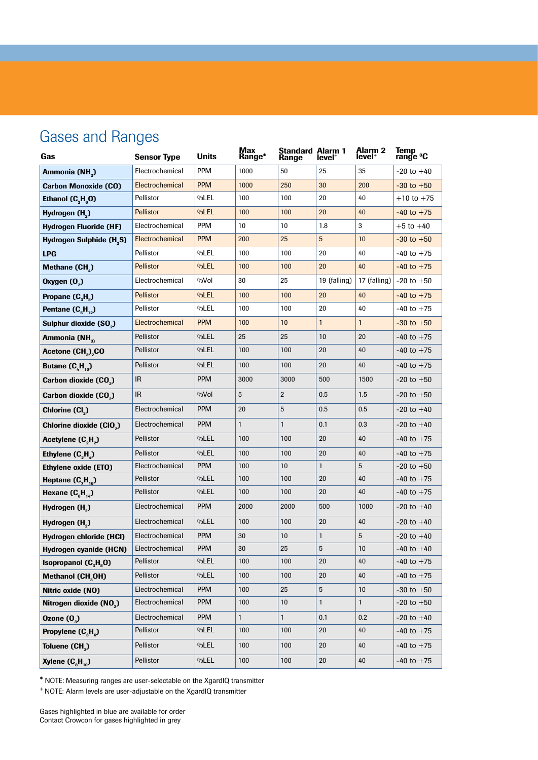## Gases and Ranges

| Gas | Sensor Type | Units | Max Range* | Standard Range | Alarm 1 level+ | Alarm 2 level+ | Temp range °C |
|---|---|---|---|---|---|---|---|
| **Ammonia ($NH_3$)** | Electrochemical | PPM | 1000 | 50 | 25 | 35 | -20 to +40 |
| **Carbon Monoxide (CO)** | Electrochemical | PPM | 1000 | 250 | 30 | 200 | -30 to +50 |
| **Ethanol ($C_2H_6O$)** | Pellistor | %LEL | 100 | 100 | 20 | 40 | +10 to +75 |
| **Hydrogen ($H_2$)** | Pellistor | %LEL | 100 | 100 | 20 | 40 | -40 to +75 |
| **Hydrogen Fluoride (HF)** | Electrochemical | PPM | 10 | 10 | 1.8 | 3 | +5 to +40 |
| **Hydrogen Sulphide ($H_2S$)** | Electrochemical | PPM | 200 | 25 | 5 | 10 | -30 to +50 |
| **LPG** | Pellistor | %LEL | 100 | 100 | 20 | 40 | -40 to +75 |
| **Methane ($CH_4$)** | Pellistor | %LEL | 100 | 100 | 20 | 40 | -40 to +75 |
| **Oxygen ($O_2$)** | Electrochemical | %Vol | 30 | 25 | 19 (falling) | 17 (falling) | -20 to +50 |
| **Propane ($C_3H_8$)** | Pellistor | %LEL | 100 | 100 | 20 | 40 | -40 to +75 |
| **Pentane ($C_5H_{12}$)** | Pellistor | %LEL | 100 | 100 | 20 | 40 | -40 to +75 |
| **Sulphur dioxide ($SO_2$)** | Electrochemical | PPM | 100 | 10 | 1 | 1 | -30 to +50 |
| **Ammonia ($NH_3$)** | Pellistor | %LEL | 25 | 25 | 10 | 20 | -40 to +75 |
| **Acetone $(CH_3)_2CO$** | Pellistor | %LEL | 100 | 100 | 20 | 40 | -40 to +75 |
| **Butane ($C_4H_{10}$)** | Pellistor | %LEL | 100 | 100 | 20 | 40 | -40 to +75 |
| **Carbon dioxide ($CO_2$)** | IR | PPM | 3000 | 3000 | 500 | 1500 | -20 to +50 |
| **Carbon dioxide ($CO_2$)** | IR | %Vol | 5 | 2 | 0.5 | 1.5 | -20 to +50 |
| **Chlorine ($Cl_2$)** | Electrochemical | PPM | 20 | 5 | 0.5 | 0.5 | -20 to +40 |
| **Chlorine dioxide ($ClO_2$)** | Electrochemical | PPM | 1 | 1 | 0.1 | 0.3 | -20 to +40 |
| **Acetylene ($C_2H_2$)** | Pellistor | %LEL | 100 | 100 | 20 | 40 | -40 to +75 |
| **Ethylene ($C_2H_4$)** | Pellistor | %LEL | 100 | 100 | 20 | 40 | -40 to +75 |
| **Ethylene oxide (ETO)** | Electrochemical | PPM | 100 | 10 | 1 | 5 | -20 to +50 |
| **Heptane ($C_7H_{16}$)** | Pellistor | %LEL | 100 | 100 | 20 | 40 | -40 to +75 |
| **Hexane ($C_6H_{14}$)** | Pellistor | %LEL | 100 | 100 | 20 | 40 | -40 to +75 |
| **Hydrogen ($H_2$)** | Electrochemical | PPM | 2000 | 2000 | 500 | 1000 | -20 to +40 |
| **Hydrogen ($H_2$)** | Electrochemical | %LEL | 100 | 100 | 20 | 40 | -20 to +40 |
| **Hydrogen chloride (HCl)** | Electrochemical | PPM | 30 | 10 | 1 | 5 | -20 to +40 |
| **Hydrogen cyanide (HCN)** | Electrochemical | PPM | 30 | 25 | 5 | 10 | -40 to +40 |
| **Isopropanol ($C_3H_8O$)** | Pellistor | %LEL | 100 | 100 | 20 | 40 | -40 to +75 |
| **Methanol ($CH_3OH$)** | Pellistor | %LEL | 100 | 100 | 20 | 40 | -40 to +75 |
| **Nitric oxide (NO)** | Electrochemical | PPM | 100 | 25 | 5 | 10 | -30 to +50 |
| **Nitrogen dioxide ($NO_2$)** | Electrochemical | PPM | 100 | 10 | 1 | 1 | -20 to +50 |
| **Ozone ($O_3$)** | Electrochemical | PPM | 1 | 1 | 0.1 | 0.2 | -20 to +40 |
| **Propylene ($C_3H_6$)** | Pellistor | %LEL | 100 | 100 | 20 | 40 | -40 to +75 |
| **Toluene ($CH_3$)** | Pellistor | %LEL | 100 | 100 | 20 | 40 | -40 to +75 |
| **Xylene ($C_8H_{10}$)** | Pellistor | %LEL | 100 | 100 | 20 | 40 | -40 to +75 |

\* NOTE: Measuring ranges are user-selectable on the XgardIQ transmitter

+ NOTE: Alarm levels are user-adjustable on the XgardIQ transmitter

Gases highlighted in blue are available for order
Contact Crowcon for gases highlighted in grey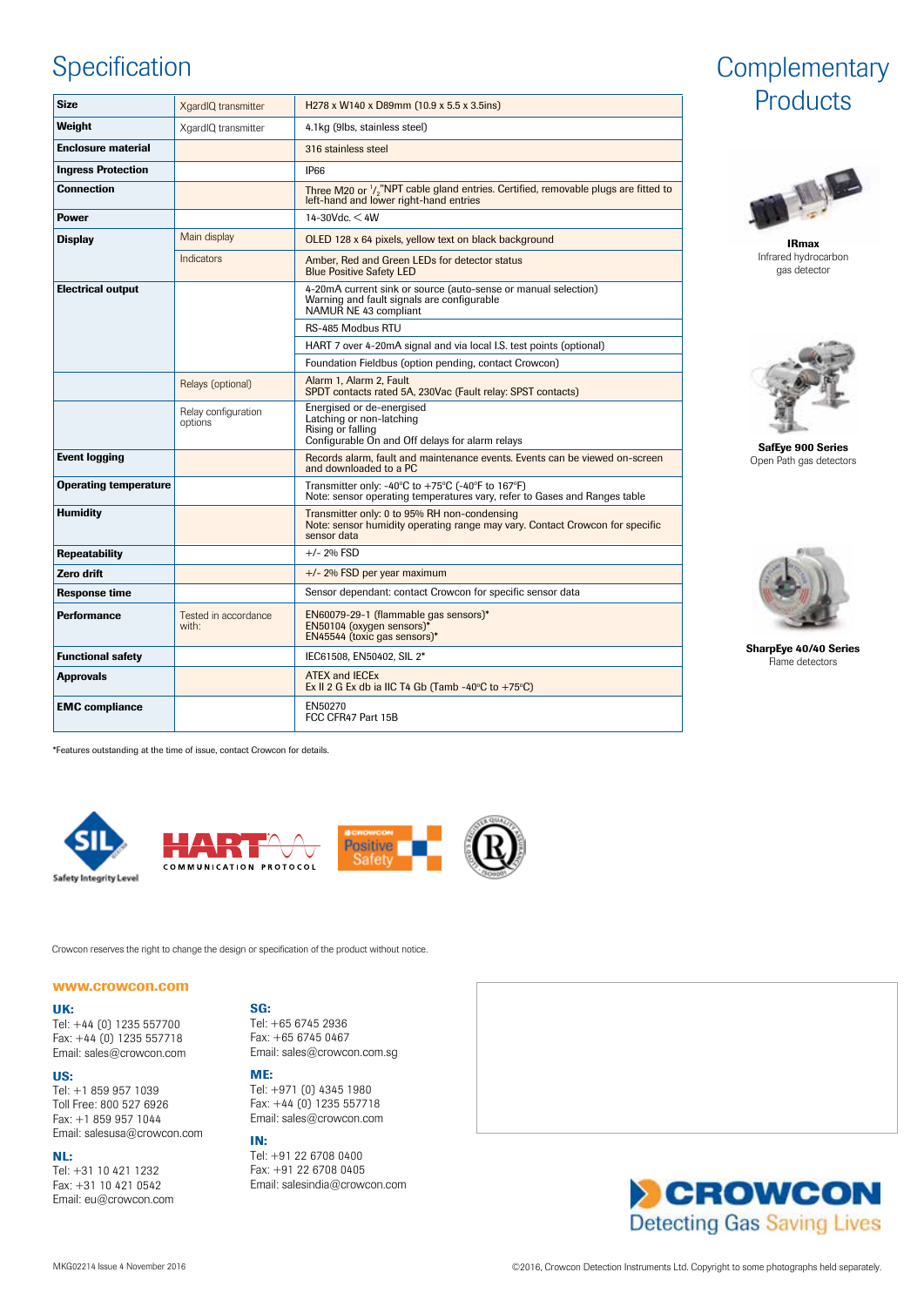# Specification

| | | |
|---|---|---|
| **Size** | XgardIQ transmitter | H278 x W140 x D89mm (10.9 x 5.5 x 3.5ins) |
| **Weight** | XgardIQ transmitter | 4.1kg (9lbs, stainless steel) |
| **Enclosure material** | | 316 stainless steel |
| **Ingress Protection** | | IP66 |
| **Connection** | | Three M20 or $^1/_2$"NPT cable gland entries. Certified, removable plugs are fitted to left-hand and lower right-hand entries |
| **Power** | | 14-30Vdc. < 4W |
| **Display** | Main display | OLED 128 x 64 pixels, yellow text on black background |
| | Indicators | Amber, Red and Green LEDs for detector status<br>Blue Positive Safety LED |
| **Electrical output** | | 4-20mA current sink or source (auto-sense or manual selection)<br>Warning and fault signals are configurable<br>NAMUR NE 43 compliant |
| | | RS-485 Modbus RTU |
| | | HART 7 over 4-20mA signal and via local I.S. test points (optional) |
| | | Foundation Fieldbus (option pending, contact Crowcon) |
| | Relays (optional) | Alarm 1, Alarm 2, Fault<br>SPDT contacts rated 5A, 230Vac (Fault relay: SPST contacts) |
| | Relay configuration options | Energised or de-energised<br>Latching or non-latching<br>Rising or falling<br>Configurable On and Off delays for alarm relays |
| **Event logging** | | Records alarm, fault and maintenance events. Events can be viewed on-screen and downloaded to a PC |
| **Operating temperature** | | Transmitter only: -40°C to +75°C (-40°F to 167°F)<br>Note: sensor operating temperatures vary, refer to Gases and Ranges table |
| **Humidity** | | Transmitter only: 0 to 95% RH non-condensing<br>Note: sensor humidity operating range may vary. Contact Crowcon for specific sensor data |
| **Repeatability** | | +/- 2% FSD |
| **Zero drift** | | +/- 2% FSD per year maximum |
| **Response time** | | Sensor dependant: contact Crowcon for specific sensor data |
| **Performance** | Tested in accordance with: | EN60079-29-1 (flammable gas sensors)*<br>EN50104 (oxygen sensors)*<br>EN45544 (toxic gas sensors)* |
| **Functional safety** | | IEC61508, EN50402, SIL 2* |
| **Approvals** | | ATEX and IECEx<br>Ex II 2 G Ex db ia IIC T4 Gb (Tamb -40°C to +75°C) |
| **EMC compliance** | | EN50270<br>FCC CFR47 Part 15B |

*Features outstanding at the time of issue, contact Crowcon for details.

# Complementary Products

**IRmax**
Infrared hydrocarbon gas detector

**SafEye 900 Series**
Open Path gas detectors

**SharpEye 40/40 Series**
Flame detectors

Safety Integrity Level

HART COMMUNICATION PROTOCOL

Crowcon Positive Safety

Crowcon reserves the right to change the design or specification of the product without notice.

**www.crowcon.com**

**UK:**
Tel: +44 (0) 1235 557700
Fax: +44 (0) 1235 557718
Email: sales@crowcon.com

**US:**
Tel: +1 859 957 1039
Toll Free: 800 527 6926
Fax: +1 859 957 1044
Email: salesusa@crowcon.com

**NL:**
Tel: +31 10 421 1232
Fax: +31 10 421 0542
Email: eu@crowcon.com

**SG:**
Tel: +65 6745 2936
Fax: +65 6745 0467
Email: sales@crowcon.com.sg

**ME:**
Tel: +971 (0) 4345 1980
Fax: +44 (0) 1235 557718
Email: sales@crowcon.com

**IN:**
Tel: +91 22 6708 0400
Fax: +91 22 6708 0405
Email: salesindia@crowcon.com

CROWCON
Detecting Gas Saving Lives

MKG02214 Issue 4 November 2016

©2016, Crowcon Detection Instruments Ltd. Copyright to some photographs held separately.